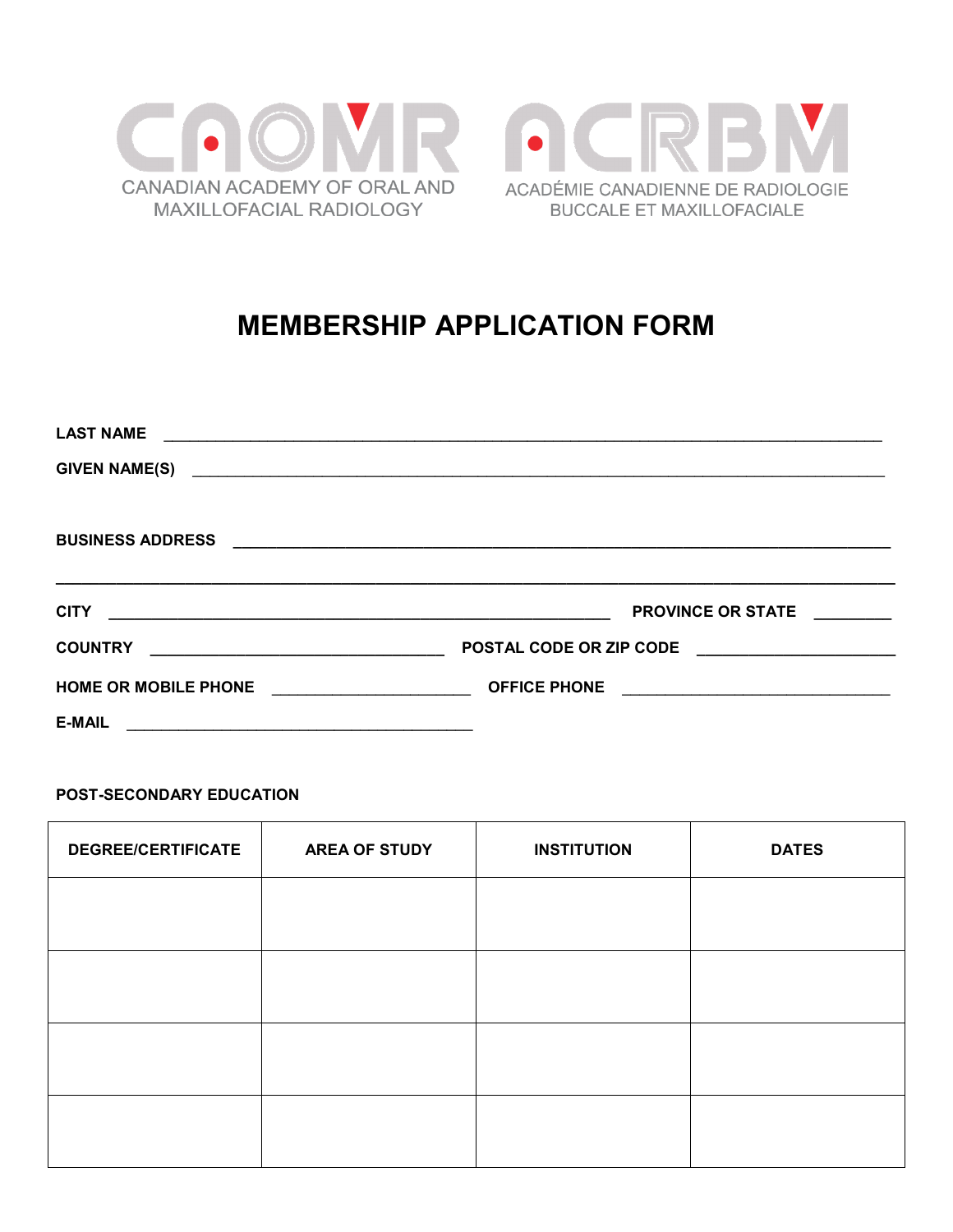CAOMR ACRBM

CANADIAN ACADEMY OF ORAL AND MAXILLOFACIAL RADIOLOGY

ACADÉMIE CANADIENNE DE RADIOLOGIE BUCCALE ET MAXILLOFACIALE

# MEMBERSHIP APPLICATION FORM

**LAST NAME** ______________________________________________

**GIVEN NAME(S)** ______________________________________________

**BUSINESS ADDRESS** ______________________________________________

______________________________________________

**CITY** ______________________________ **PROVINCE OR STATE** __________

**COUNTRY** ____________________ **POSTAL CODE OR ZIP CODE** ____________________

**HOME OR MOBILE PHONE** ____________________ **OFFICE PHONE** ____________________

**E-MAIL** ______________________________

**POST-SECONDARY EDUCATION**

| DEGREE/CERTIFICATE | AREA OF STUDY | INSTITUTION | DATES |
|---|---|---|---|
| | | | |
| | | | |
| | | | |
| | | | |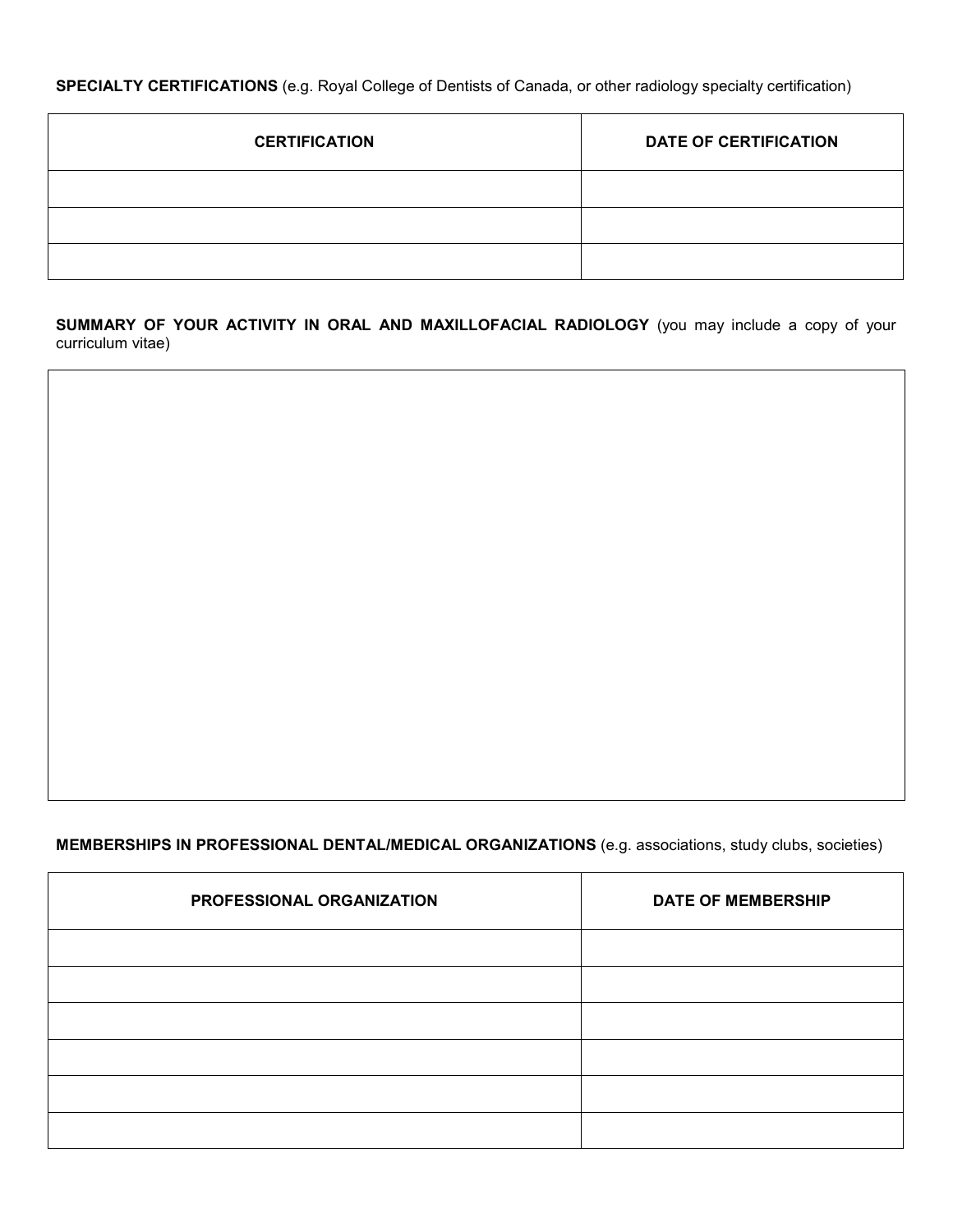**SPECIALTY CERTIFICATIONS** (e.g. Royal College of Dentists of Canada, or other radiology specialty certification)

| CERTIFICATION | DATE OF CERTIFICATION |
|---|---|
| | |
| | |
| | |

**SUMMARY OF YOUR ACTIVITY IN ORAL AND MAXILLOFACIAL RADIOLOGY** (you may include a copy of your curriculum vitae)

| |
|---|
| |

**MEMBERSHIPS IN PROFESSIONAL DENTAL/MEDICAL ORGANIZATIONS** (e.g. associations, study clubs, societies)

| PROFESSIONAL ORGANIZATION | DATE OF MEMBERSHIP |
|---|---|
| | |
| | |
| | |
| | |
| | |
| | |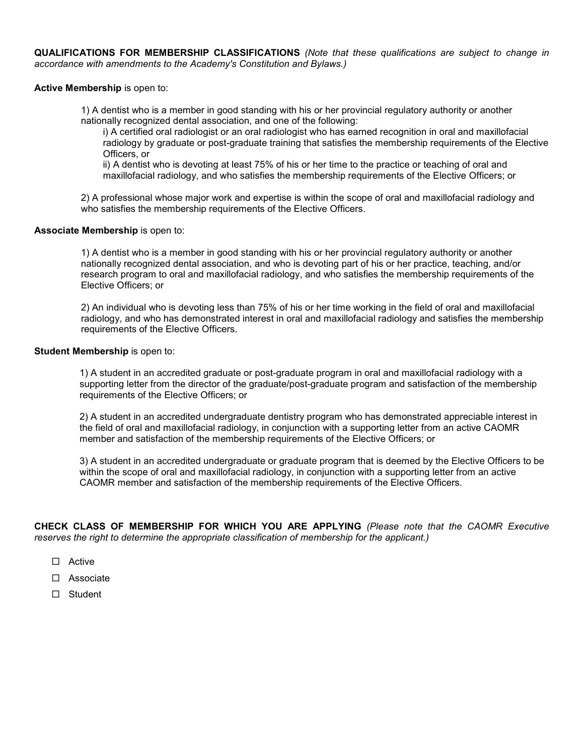**QUALIFICATIONS FOR MEMBERSHIP CLASSIFICATIONS** *(Note that these qualifications are subject to change in accordance with amendments to the Academy's Constitution and Bylaws.)*

**Active Membership** is open to:

1) A dentist who is a member in good standing with his or her provincial regulatory authority or another nationally recognized dental association, and one of the following:

i) A certified oral radiologist or an oral radiologist who has earned recognition in oral and maxillofacial radiology by graduate or post-graduate training that satisfies the membership requirements of the Elective Officers, or

ii) A dentist who is devoting at least 75% of his or her time to the practice or teaching of oral and maxillofacial radiology, and who satisfies the membership requirements of the Elective Officers; or

2) A professional whose major work and expertise is within the scope of oral and maxillofacial radiology and who satisfies the membership requirements of the Elective Officers.

**Associate Membership** is open to:

1) A dentist who is a member in good standing with his or her provincial regulatory authority or another nationally recognized dental association, and who is devoting part of his or her practice, teaching, and/or research program to oral and maxillofacial radiology, and who satisfies the membership requirements of the Elective Officers; or

2) An individual who is devoting less than 75% of his or her time working in the field of oral and maxillofacial radiology, and who has demonstrated interest in oral and maxillofacial radiology and satisfies the membership requirements of the Elective Officers.

**Student Membership** is open to:

1) A student in an accredited graduate or post-graduate program in oral and maxillofacial radiology with a supporting letter from the director of the graduate/post-graduate program and satisfaction of the membership requirements of the Elective Officers; or

2) A student in an accredited undergraduate dentistry program who has demonstrated appreciable interest in the field of oral and maxillofacial radiology, in conjunction with a supporting letter from an active CAOMR member and satisfaction of the membership requirements of the Elective Officers; or

3) A student in an accredited undergraduate or graduate program that is deemed by the Elective Officers to be within the scope of oral and maxillofacial radiology, in conjunction with a supporting letter from an active CAOMR member and satisfaction of the membership requirements of the Elective Officers.

**CHECK CLASS OF MEMBERSHIP FOR WHICH YOU ARE APPLYING** *(Please note that the CAOMR Executive reserves the right to determine the appropriate classification of membership for the applicant.)*

- ☐ Active
- ☐ Associate
- ☐ Student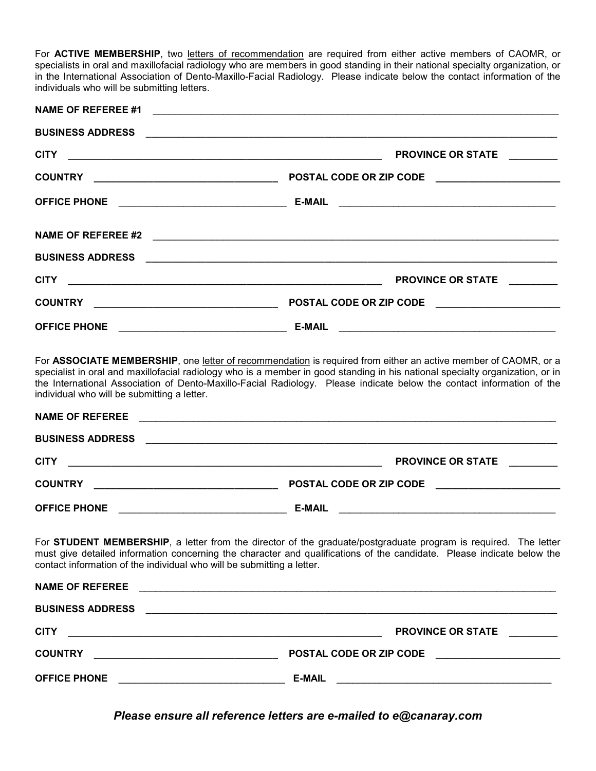For **ACTIVE MEMBERSHIP**, two letters of recommendation are required from either active members of CAOMR, or specialists in oral and maxillofacial radiology who are members in good standing in their national specialty organization, or in the International Association of Dento-Maxillo-Facial Radiology. Please indicate below the contact information of the individuals who will be submitting letters.

**NAME OF REFEREE #1** ______________________________________________

**BUSINESS ADDRESS** ______________________________________________

**CITY** ______________________________ **PROVINCE OR STATE** ________

**COUNTRY** ______________________ **POSTAL CODE OR ZIP CODE** ______________

**OFFICE PHONE** ______________________ **E-MAIL** ______________________

**NAME OF REFEREE #2** ______________________________________________

**BUSINESS ADDRESS** ______________________________________________

**CITY** ______________________________ **PROVINCE OR STATE** ________

**COUNTRY** ______________________ **POSTAL CODE OR ZIP CODE** ______________

**OFFICE PHONE** ______________________ **E-MAIL** ______________________

For **ASSOCIATE MEMBERSHIP**, one letter of recommendation is required from either an active member of CAOMR, or a specialist in oral and maxillofacial radiology who is a member in good standing in his national specialty organization, or in the International Association of Dento-Maxillo-Facial Radiology. Please indicate below the contact information of the individual who will be submitting a letter.

**NAME OF REFEREE** ______________________________________________

**BUSINESS ADDRESS** ______________________________________________

**CITY** ______________________________ **PROVINCE OR STATE** ________

**COUNTRY** ______________________ **POSTAL CODE OR ZIP CODE** ______________

**OFFICE PHONE** ______________________ **E-MAIL** ______________________

For **STUDENT MEMBERSHIP**, a letter from the director of the graduate/postgraduate program is required. The letter must give detailed information concerning the character and qualifications of the candidate. Please indicate below the contact information of the individual who will be submitting a letter.

**NAME OF REFEREE** ______________________________________________

**BUSINESS ADDRESS** ______________________________________________

**CITY** ______________________________ **PROVINCE OR STATE** ________

**COUNTRY** ______________________ **POSTAL CODE OR ZIP CODE** ______________

**OFFICE PHONE** ______________________ **E-MAIL** ______________________

***Please ensure all reference letters are e-mailed to e@canaray.com***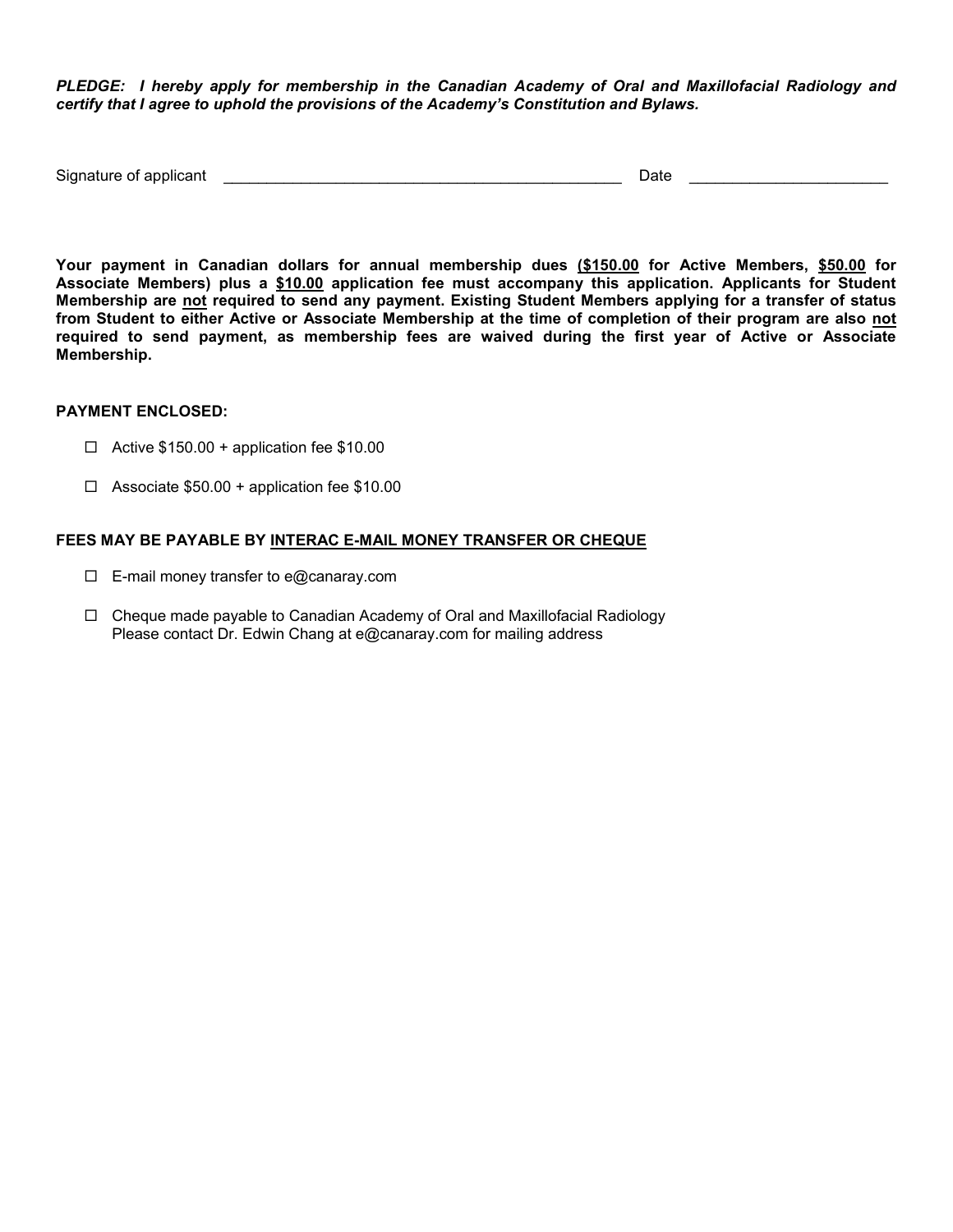***PLEDGE: I hereby apply for membership in the Canadian Academy of Oral and Maxillofacial Radiology and certify that I agree to uphold the provisions of the Academy's Constitution and Bylaws.***

Signature of applicant \_\_\_\_\_\_\_\_\_\_\_\_\_\_\_\_\_\_\_\_\_\_\_\_\_\_\_\_\_\_\_\_\_\_\_\_\_\_\_\_\_\_\_\_\_\_\_\_ Date \_\_\_\_\_\_\_\_\_\_\_\_\_\_\_\_\_\_\_\_\_\_\_\_\_

**Your payment in Canadian dollars for annual membership dues <u>($150.00</u> for Active Members, <u>$50.00</u> for Associate Members) plus a <u>$10.00</u> application fee must accompany this application. Applicants for Student Membership are <u>not</u> required to send any payment. Existing Student Members applying for a transfer of status from Student to either Active or Associate Membership at the time of completion of their program are also <u>not</u> required to send payment, as membership fees are waived during the first year of Active or Associate Membership.**

**PAYMENT ENCLOSED:**

- ☐ Active $150.00 + application fee $10.00
- ☐ Associate $50.00 + application fee $10.00

**FEES MAY BE PAYABLE BY <u>INTERAC E-MAIL MONEY TRANSFER OR CHEQUE</u>**

- ☐ E-mail money transfer to e@canaray.com
- ☐ Cheque made payable to Canadian Academy of Oral and Maxillofacial Radiology
  Please contact Dr. Edwin Chang at e@canaray.com for mailing address